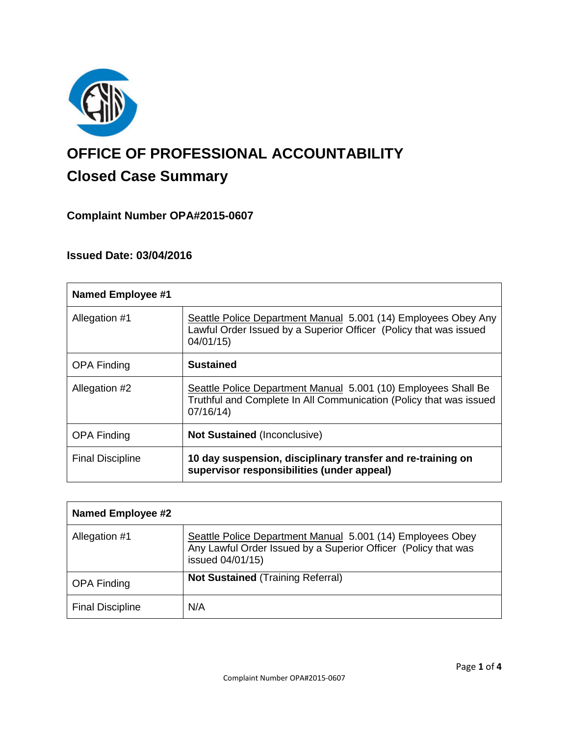# OFFICE OF PROFESSIONAL ACCOUNTABILITY

## Closed Case Summary

### Complaint Number OPA#2015-0607

### Issued Date: 03/04/2016

| Named Employee #1 | |
|---|---|
| Allegation #1 | Seattle Police Department Manual 5.001 (14) Employees Obey Any Lawful Order Issued by a Superior Officer (Policy that was issued 04/01/15) |
| OPA Finding | **Sustained** |
| Allegation #2 | Seattle Police Department Manual 5.001 (10) Employees Shall Be Truthful and Complete In All Communication (Policy that was issued 07/16/14) |
| OPA Finding | **Not Sustained** (Inconclusive) |
| Final Discipline | **10 day suspension, disciplinary transfer and re-training on supervisor responsibilities (under appeal)** |

| Named Employee #2 | |
|---|---|
| Allegation #1 | Seattle Police Department Manual 5.001 (14) Employees Obey Any Lawful Order Issued by a Superior Officer (Policy that was issued 04/01/15) |
| OPA Finding | **Not Sustained** (Training Referral) |
| Final Discipline | N/A |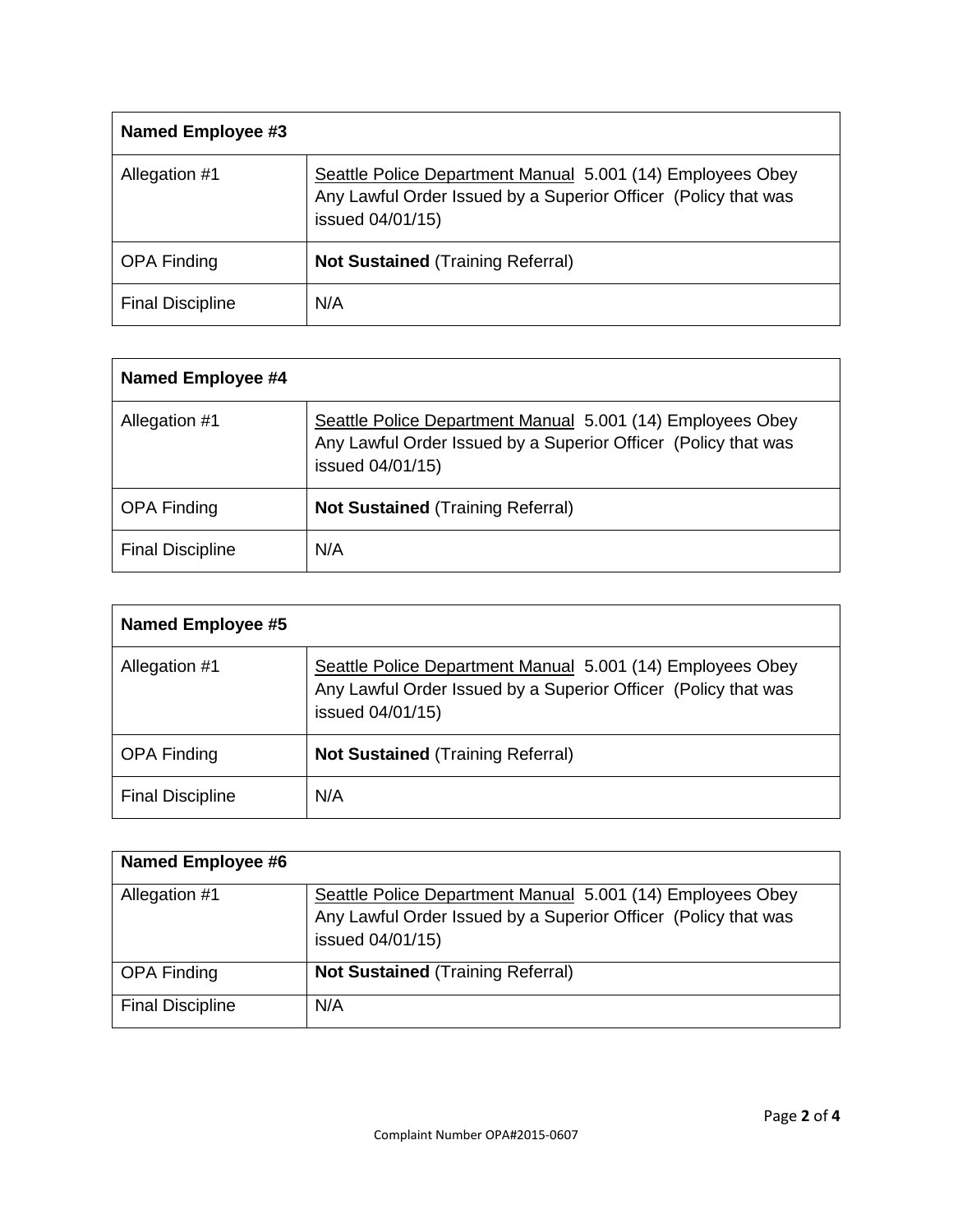| Named Employee #3 | |
|---|---|
| Allegation #1 | Seattle Police Department Manual 5.001 (14) Employees Obey Any Lawful Order Issued by a Superior Officer (Policy that was issued 04/01/15) |
| OPA Finding | **Not Sustained** (Training Referral) |
| Final Discipline | N/A |

| Named Employee #4 | |
|---|---|
| Allegation #1 | Seattle Police Department Manual 5.001 (14) Employees Obey Any Lawful Order Issued by a Superior Officer (Policy that was issued 04/01/15) |
| OPA Finding | **Not Sustained** (Training Referral) |
| Final Discipline | N/A |

| Named Employee #5 | |
|---|---|
| Allegation #1 | Seattle Police Department Manual 5.001 (14) Employees Obey Any Lawful Order Issued by a Superior Officer (Policy that was issued 04/01/15) |
| OPA Finding | **Not Sustained** (Training Referral) |
| Final Discipline | N/A |

| Named Employee #6 | |
|---|---|
| Allegation #1 | Seattle Police Department Manual 5.001 (14) Employees Obey Any Lawful Order Issued by a Superior Officer (Policy that was issued 04/01/15) |
| OPA Finding | **Not Sustained** (Training Referral) |
| Final Discipline | N/A |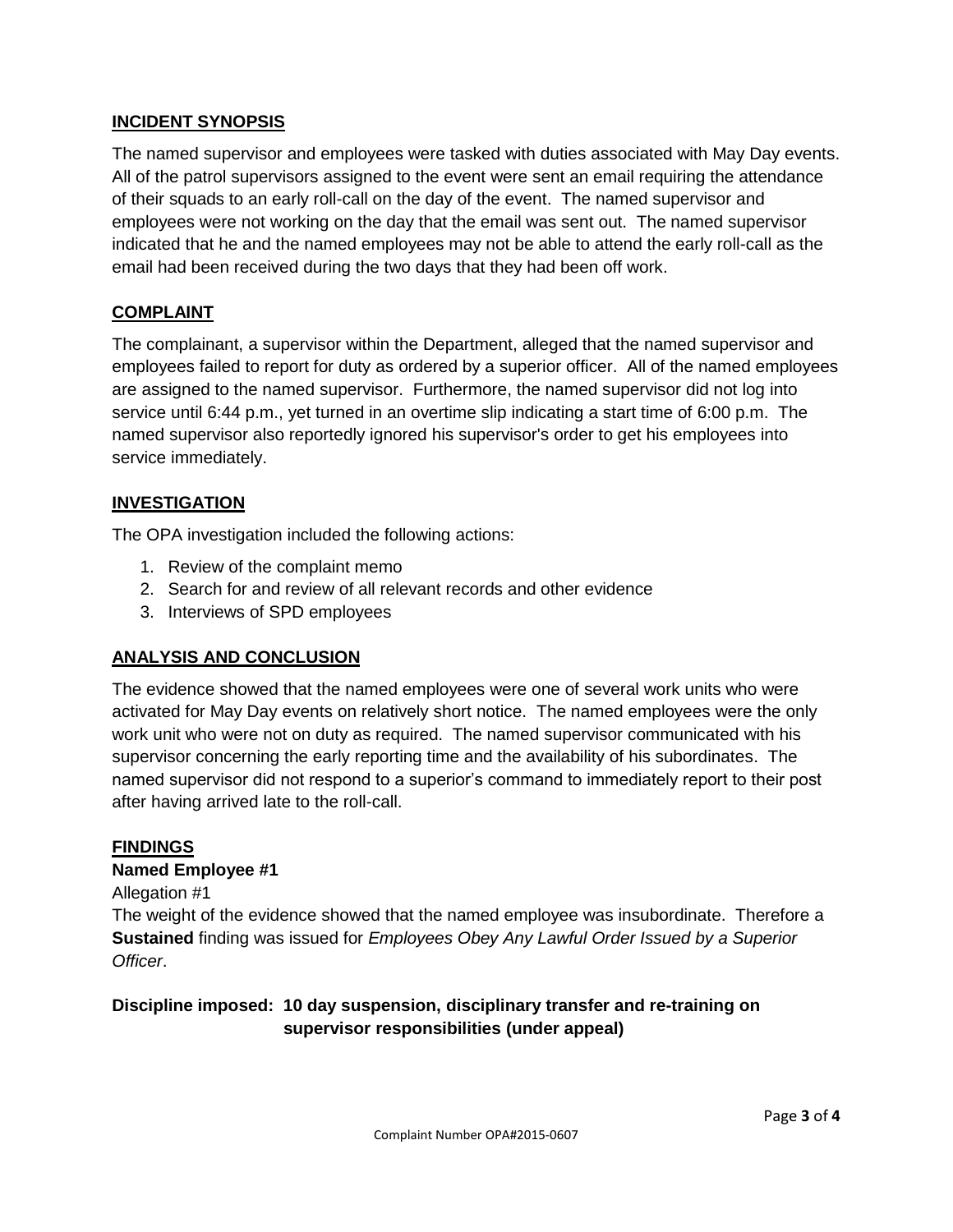## INCIDENT SYNOPSIS

The named supervisor and employees were tasked with duties associated with May Day events. All of the patrol supervisors assigned to the event were sent an email requiring the attendance of their squads to an early roll-call on the day of the event. The named supervisor and employees were not working on the day that the email was sent out. The named supervisor indicated that he and the named employees may not be able to attend the early roll-call as the email had been received during the two days that they had been off work.

## COMPLAINT

The complainant, a supervisor within the Department, alleged that the named supervisor and employees failed to report for duty as ordered by a superior officer. All of the named employees are assigned to the named supervisor. Furthermore, the named supervisor did not log into service until 6:44 p.m., yet turned in an overtime slip indicating a start time of 6:00 p.m. The named supervisor also reportedly ignored his supervisor's order to get his employees into service immediately.

## INVESTIGATION

The OPA investigation included the following actions:

1. Review of the complaint memo
2. Search for and review of all relevant records and other evidence
3. Interviews of SPD employees

## ANALYSIS AND CONCLUSION

The evidence showed that the named employees were one of several work units who were activated for May Day events on relatively short notice. The named employees were the only work unit who were not on duty as required. The named supervisor communicated with his supervisor concerning the early reporting time and the availability of his subordinates. The named supervisor did not respond to a superior's command to immediately report to their post after having arrived late to the roll-call.

## FINDINGS

**Named Employee #1**

Allegation #1

The weight of the evidence showed that the named employee was insubordinate. Therefore a **Sustained** finding was issued for *Employees Obey Any Lawful Order Issued by a Superior Officer*.

**Discipline imposed: 10 day suspension, disciplinary transfer and re-training on supervisor responsibilities (under appeal)**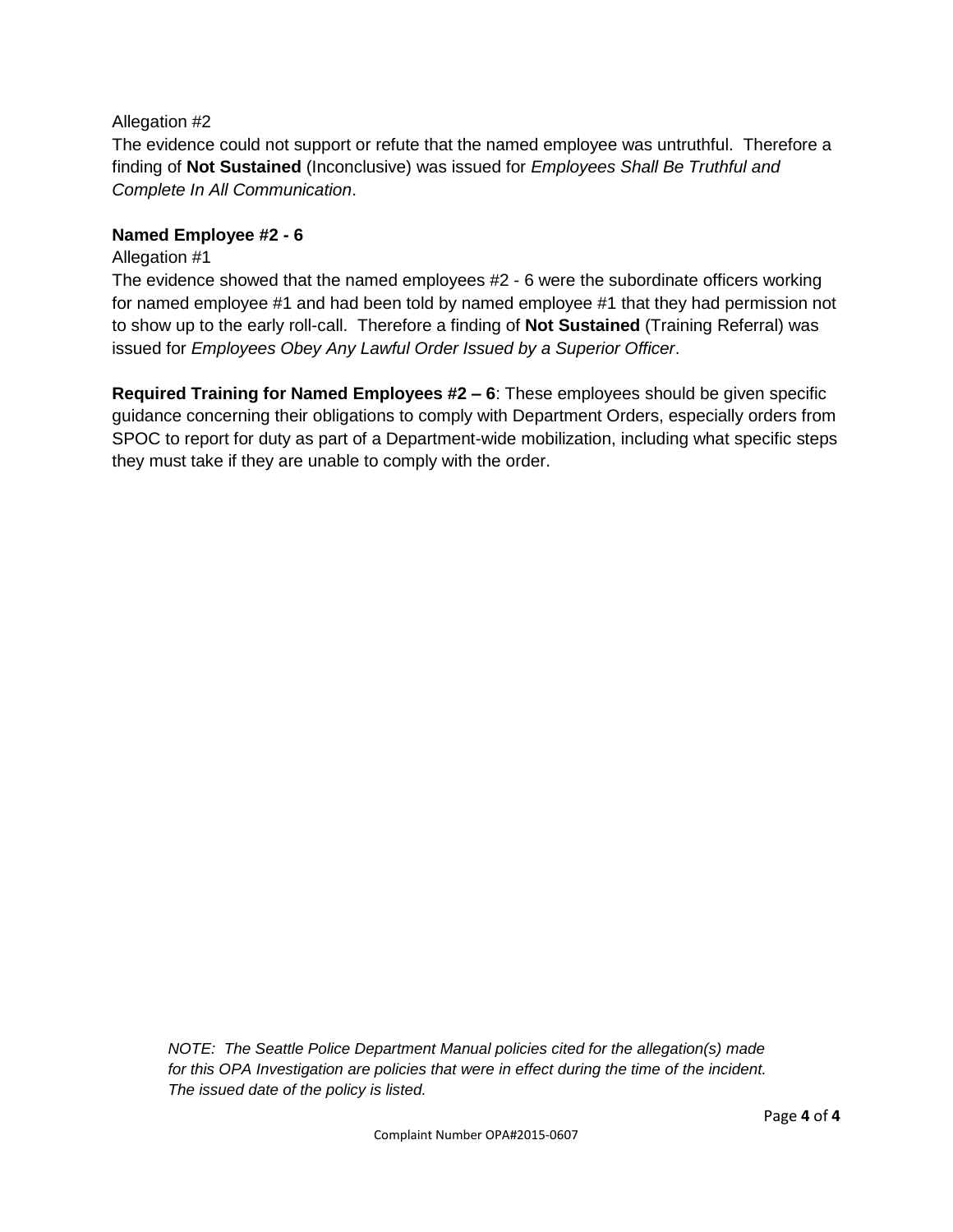Allegation #2

The evidence could not support or refute that the named employee was untruthful. Therefore a finding of **Not Sustained** (Inconclusive) was issued for *Employees Shall Be Truthful and Complete In All Communication*.

**Named Employee #2 - 6**

Allegation #1

The evidence showed that the named employees #2 - 6 were the subordinate officers working for named employee #1 and had been told by named employee #1 that they had permission not to show up to the early roll-call. Therefore a finding of **Not Sustained** (Training Referral) was issued for *Employees Obey Any Lawful Order Issued by a Superior Officer*.

**Required Training for Named Employees #2 – 6**: These employees should be given specific guidance concerning their obligations to comply with Department Orders, especially orders from SPOC to report for duty as part of a Department-wide mobilization, including what specific steps they must take if they are unable to comply with the order.

*NOTE: The Seattle Police Department Manual policies cited for the allegation(s) made for this OPA Investigation are policies that were in effect during the time of the incident. The issued date of the policy is listed.*

Complaint Number OPA#2015-0607